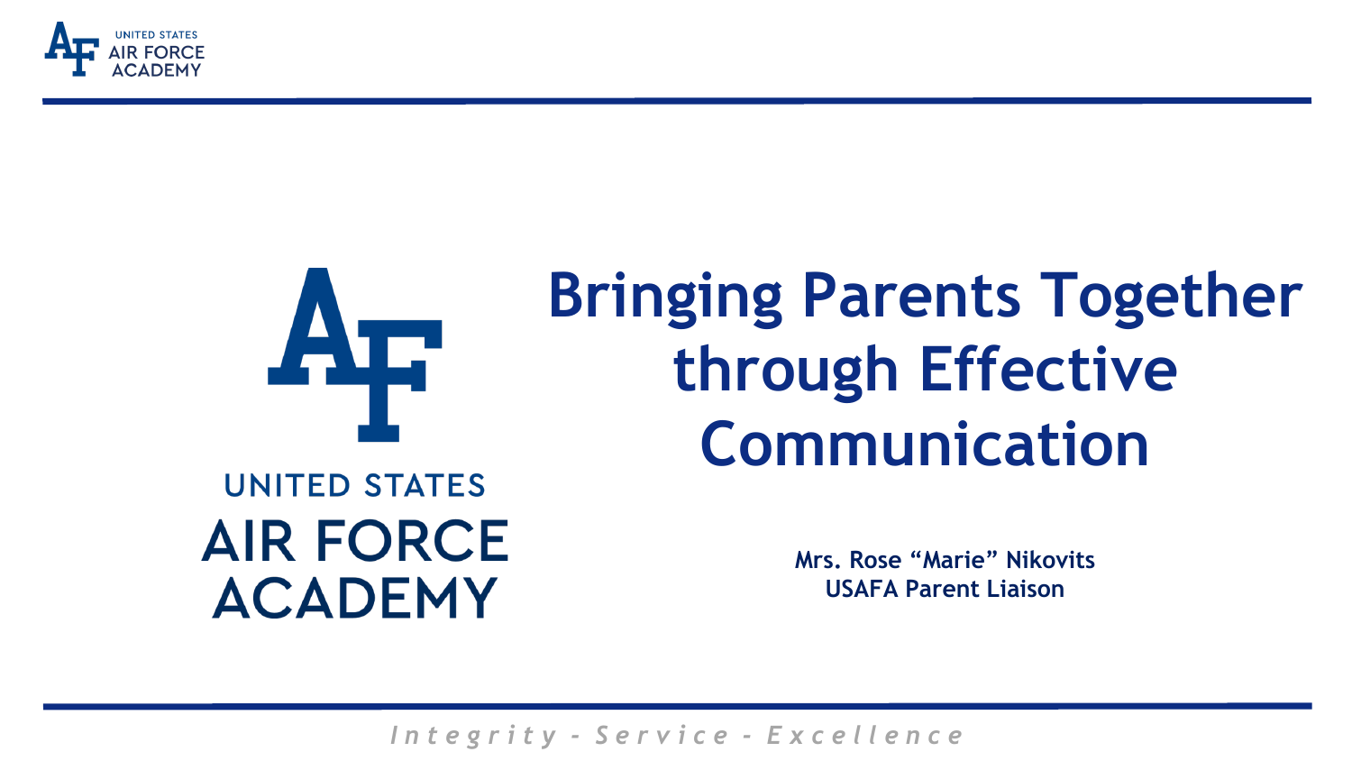# Bringing Parents Together through Effective Communication

**Mrs. Rose "Marie" Nikovits**
**USAFA Parent Liaison**

*Integrity - Service - Excellence*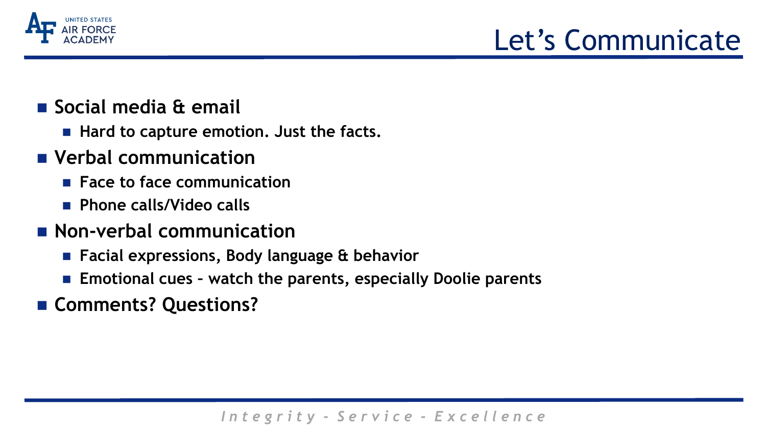# Let's Communicate

- Social media & email
  - Hard to capture emotion. Just the facts.
- Verbal communication
  - Face to face communication
  - Phone calls/Video calls
- Non-verbal communication
  - Facial expressions, Body language & behavior
  - Emotional cues – watch the parents, especially Doolie parents
- Comments? Questions?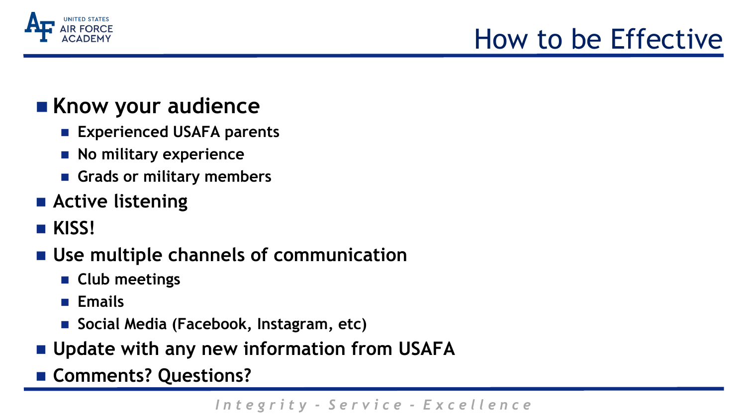# How to be Effective

- **Know your audience**
  - **Experienced USAFA parents**
  - **No military experience**
  - **Grads or military members**
- **Active listening**
- **KISS!**
- **Use multiple channels of communication**
  - **Club meetings**
  - **Emails**
  - **Social Media (Facebook, Instagram, etc)**
- **Update with any new information from USAFA**
- **Comments? Questions?**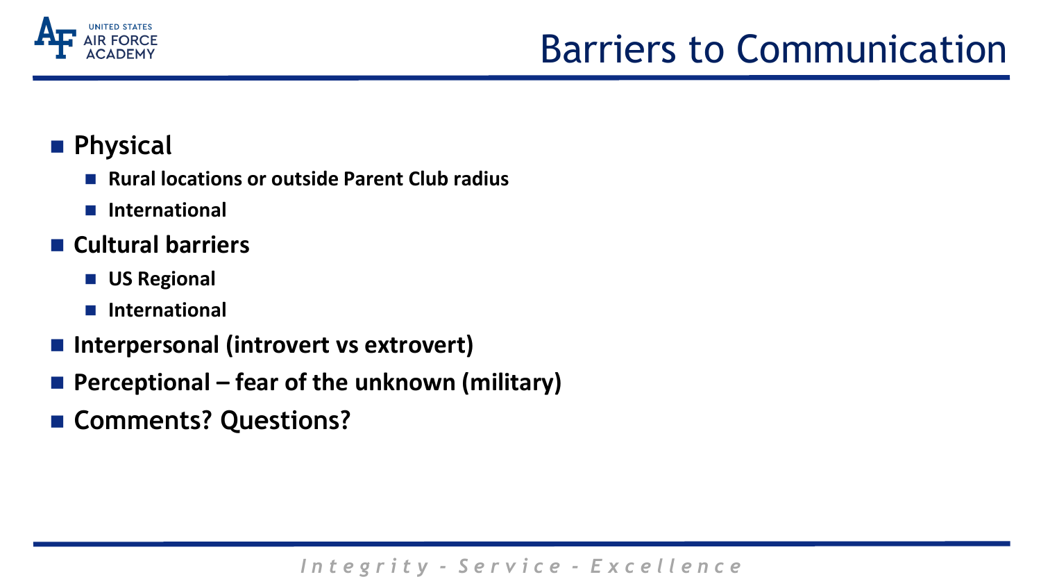# Barriers to Communication

- **Physical**
  - **Rural locations or outside Parent Club radius**
  - **International**
- **Cultural barriers**
  - **US Regional**
  - **International**
- **Interpersonal (introvert vs extrovert)**
- **Perceptional – fear of the unknown (military)**
- **Comments? Questions?**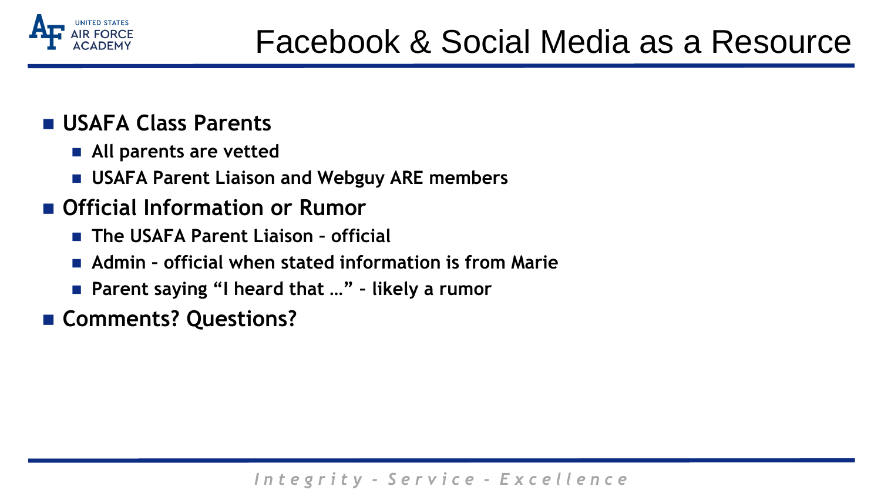# Facebook & Social Media as a Resource

- **USAFA Class Parents**
  - **All parents are vetted**
  - **USAFA Parent Liaison and Webguy ARE members**
- **Official Information or Rumor**
  - **The USAFA Parent Liaison – official**
  - **Admin – official when stated information is from Marie**
  - **Parent saying “I heard that …” – likely a rumor**
- **Comments? Questions?**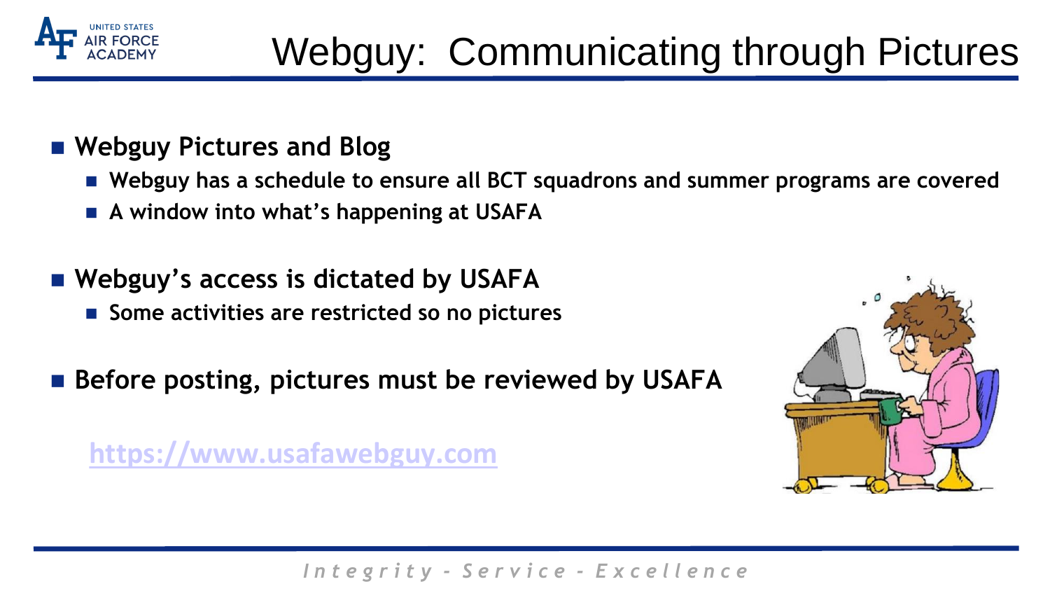# Webguy: Communicating through Pictures

- **Webguy Pictures and Blog**
  - **Webguy has a schedule to ensure all BCT squadrons and summer programs are covered**
  - **A window into what's happening at USAFA**

- **Webguy's access is dictated by USAFA**
  - **Some activities are restricted so no pictures**

- **Before posting, pictures must be reviewed by USAFA**

[https://www.usafawebguy.com](https://www.usafawebguy.com)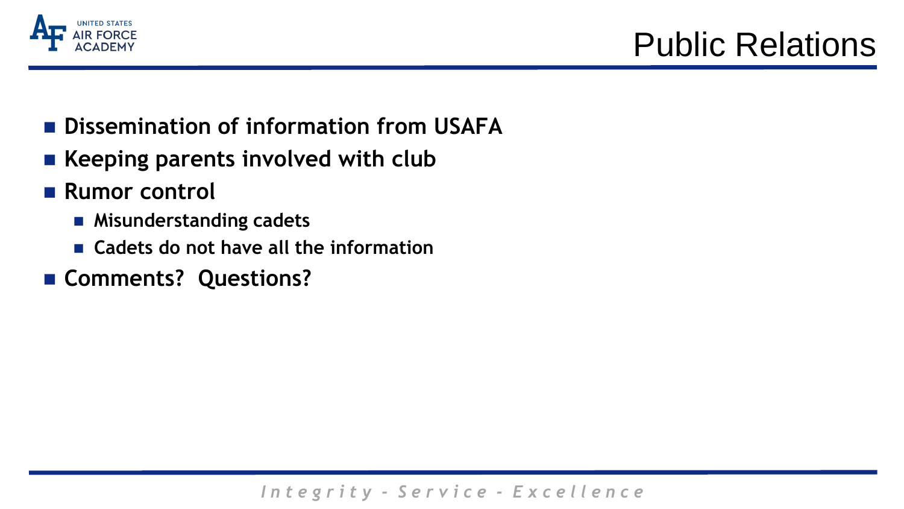# Public Relations

- **Dissemination of information from USAFA**
- **Keeping parents involved with club**
- **Rumor control**
  - **Misunderstanding cadets**
  - **Cadets do not have all the information**
- **Comments? Questions?**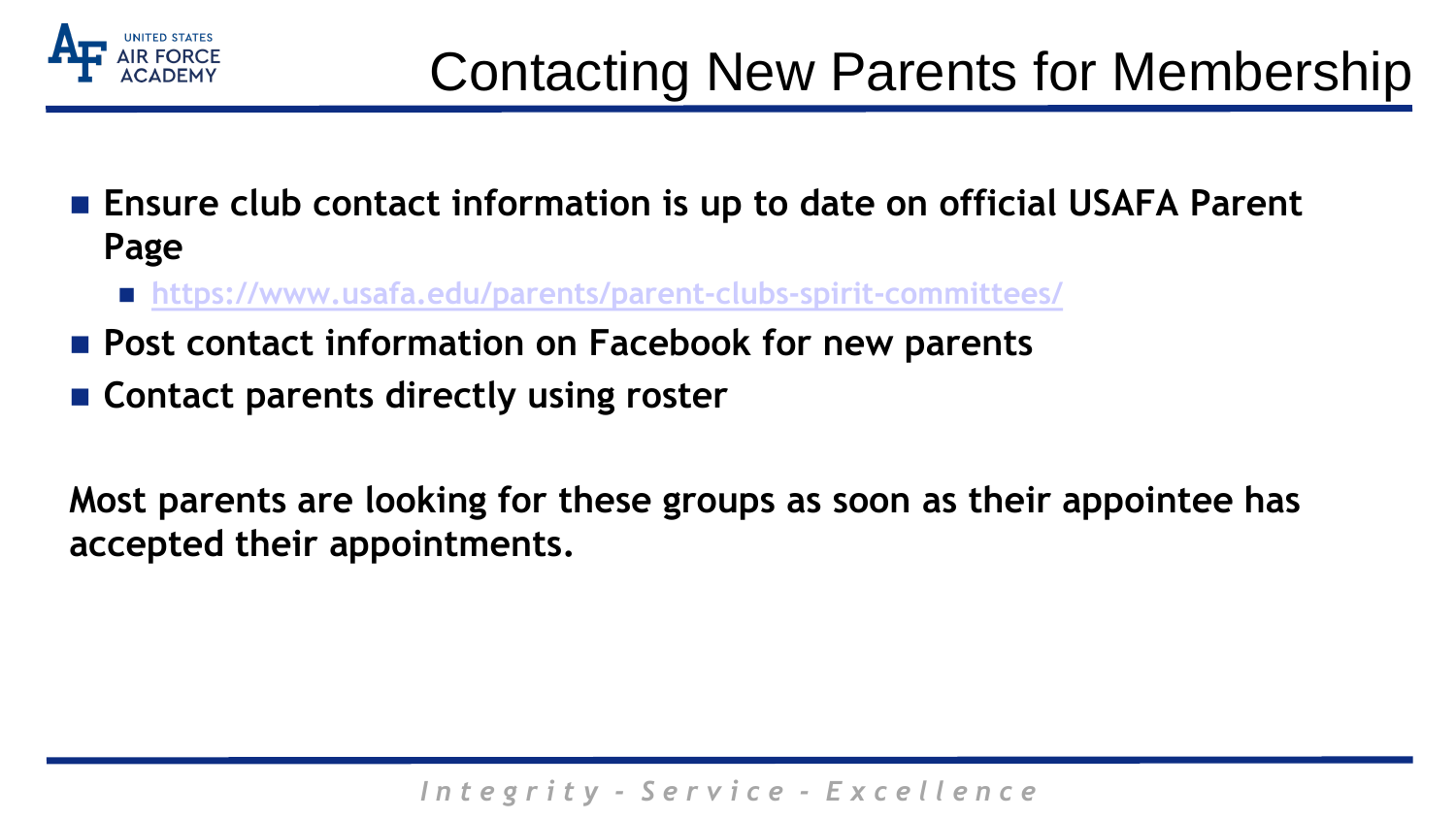# Contacting New Parents for Membership

- **Ensure club contact information is up to date on official USAFA Parent Page**
  - https://www.usafa.edu/parents/parent-clubs-spirit-committees/
- **Post contact information on Facebook for new parents**
- **Contact parents directly using roster**

**Most parents are looking for these groups as soon as their appointee has accepted their appointments.**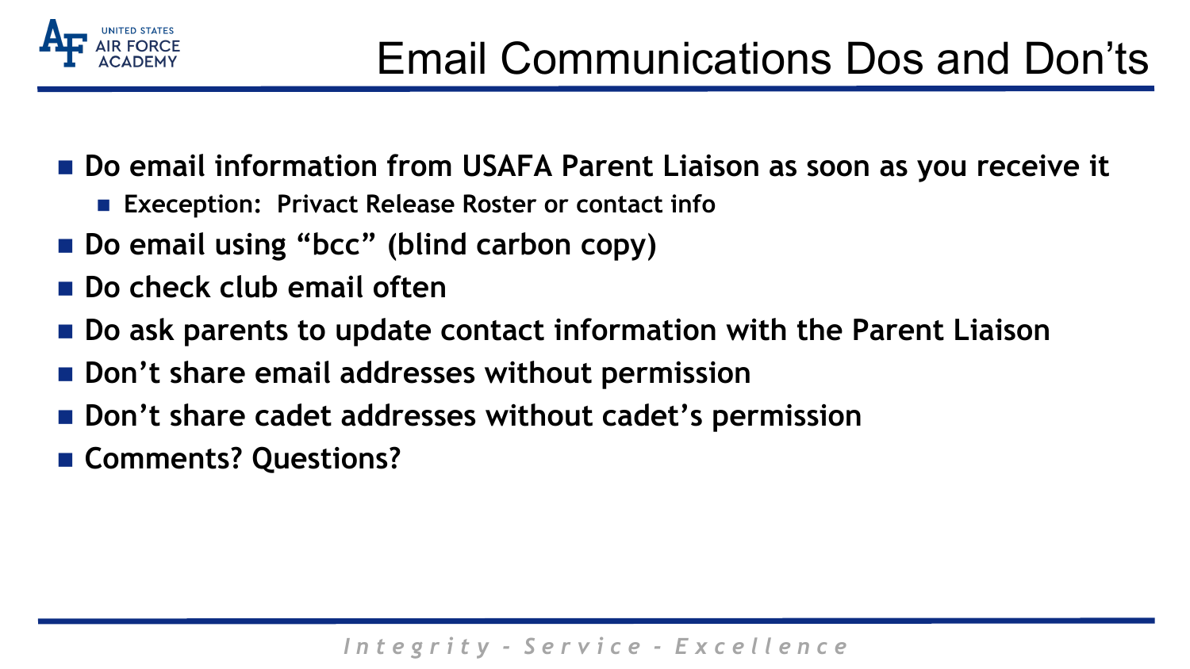# Email Communications Dos and Don'ts

- **Do email information from USAFA Parent Liaison as soon as you receive it**
  - **Exeception: Privact Release Roster or contact info**
- **Do email using "bcc" (blind carbon copy)**
- **Do check club email often**
- **Do ask parents to update contact information with the Parent Liaison**
- **Don't share email addresses without permission**
- **Don't share cadet addresses without cadet's permission**
- **Comments? Questions?**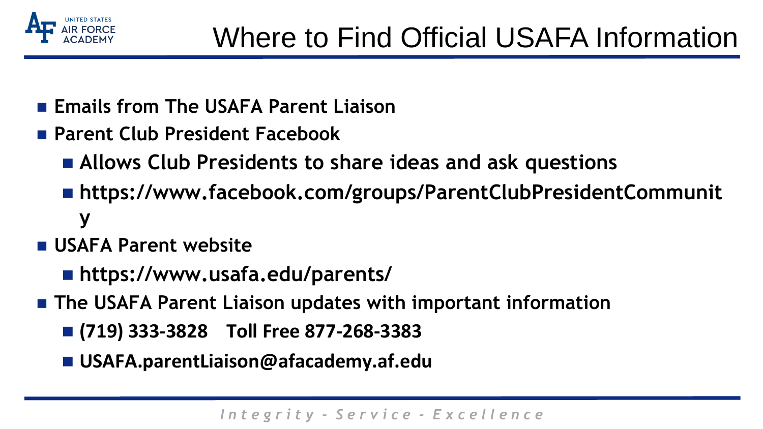# Where to Find Official USAFA Information

- **Emails from The USAFA Parent Liaison**
- **Parent Club President Facebook**
  - **Allows Club Presidents to share ideas and ask questions**
  - **https://www.facebook.com/groups/ParentClubPresidentCommunity**
- **USAFA Parent website**
  - **https://www.usafa.edu/parents/**
- **The USAFA Parent Liaison updates with important information**
  - **(719) 333-3828 Toll Free 877-268-3383**
  - **USAFA.parentLiaison@afacademy.af.edu**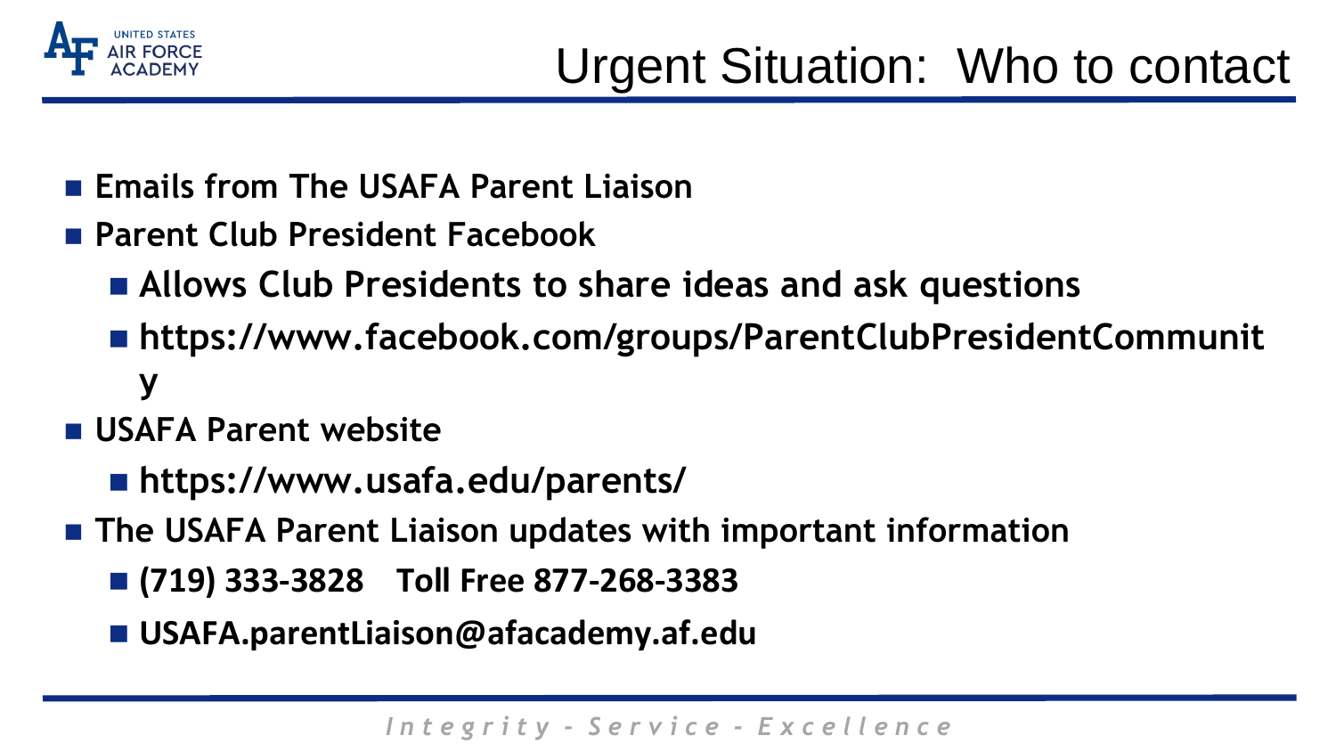# Urgent Situation: Who to contact

- **Emails from The USAFA Parent Liaison**
- **Parent Club President Facebook**
  - **Allows Club Presidents to share ideas and ask questions**
  - **https://www.facebook.com/groups/ParentClubPresidentCommunity**
- **USAFA Parent website**
  - **https://www.usafa.edu/parents/**
- **The USAFA Parent Liaison updates with important information**
  - **(719) 333-3828 Toll Free 877-268-3383**
  - **USAFA.parentLiaison@afacademy.af.edu**

*Integrity - Service - Excellence*